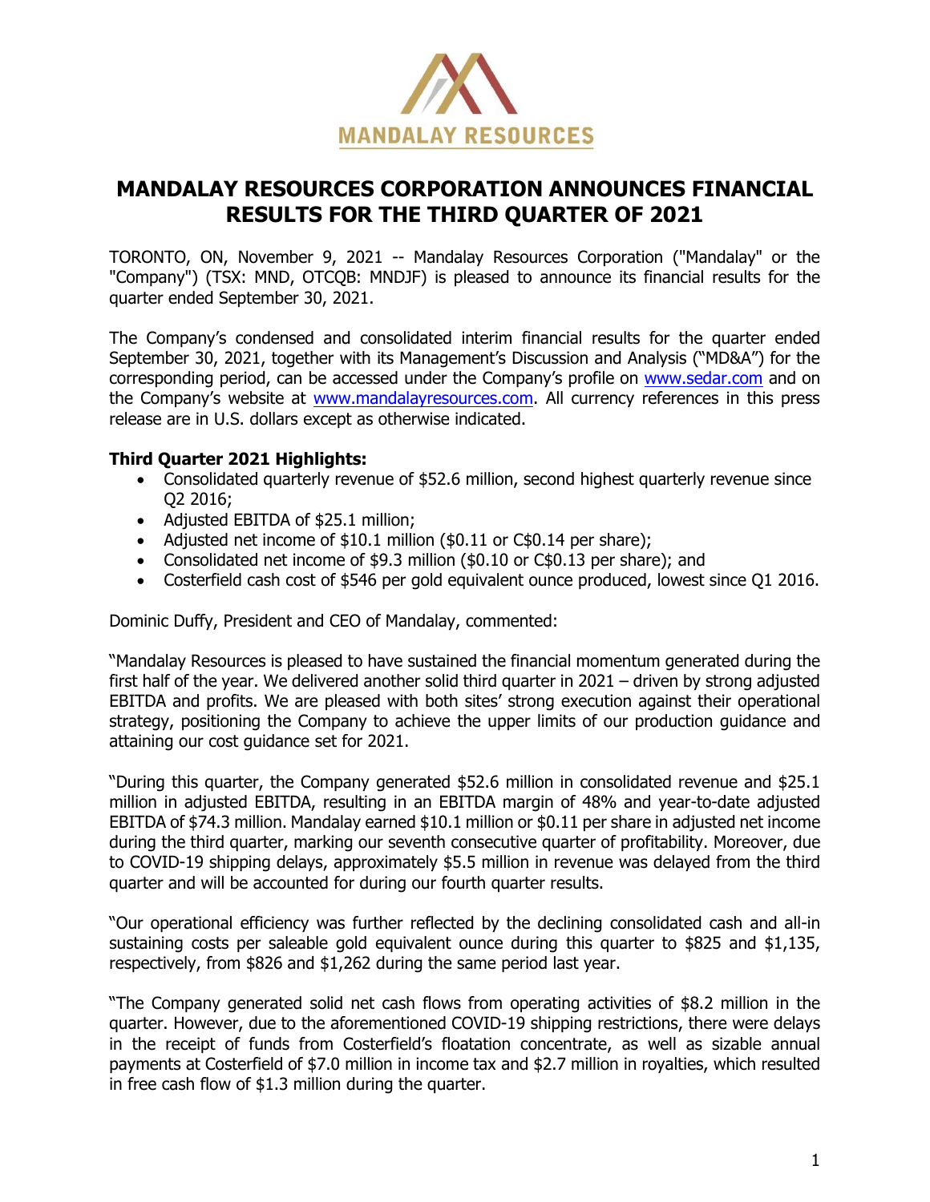MANDALAY RESOURCES

# MANDALAY RESOURCES CORPORATION ANNOUNCES FINANCIAL RESULTS FOR THE THIRD QUARTER OF 2021

TORONTO, ON, November 9, 2021 -- Mandalay Resources Corporation ("Mandalay" or the "Company") (TSX: MND, OTCQB: MNDJF) is pleased to announce its financial results for the quarter ended September 30, 2021.

The Company's condensed and consolidated interim financial results for the quarter ended September 30, 2021, together with its Management's Discussion and Analysis ("MD&A") for the corresponding period, can be accessed under the Company's profile on www.sedar.com and on the Company's website at www.mandalayresources.com. All currency references in this press release are in U.S. dollars except as otherwise indicated.

**Third Quarter 2021 Highlights:**

- Consolidated quarterly revenue of $52.6 million, second highest quarterly revenue since Q2 2016;
- Adjusted EBITDA of $25.1 million;
- Adjusted net income of $10.1 million ($0.11 or C$0.14 per share);
- Consolidated net income of $9.3 million ($0.10 or C$0.13 per share); and
- Costerfield cash cost of $546 per gold equivalent ounce produced, lowest since Q1 2016.

Dominic Duffy, President and CEO of Mandalay, commented:

"Mandalay Resources is pleased to have sustained the financial momentum generated during the first half of the year. We delivered another solid third quarter in 2021 – driven by strong adjusted EBITDA and profits. We are pleased with both sites' strong execution against their operational strategy, positioning the Company to achieve the upper limits of our production guidance and attaining our cost guidance set for 2021.

"During this quarter, the Company generated $52.6 million in consolidated revenue and $25.1 million in adjusted EBITDA, resulting in an EBITDA margin of 48% and year-to-date adjusted EBITDA of $74.3 million. Mandalay earned $10.1 million or $0.11 per share in adjusted net income during the third quarter, marking our seventh consecutive quarter of profitability. Moreover, due to COVID-19 shipping delays, approximately $5.5 million in revenue was delayed from the third quarter and will be accounted for during our fourth quarter results.

"Our operational efficiency was further reflected by the declining consolidated cash and all-in sustaining costs per saleable gold equivalent ounce during this quarter to $825 and $1,135, respectively, from $826 and $1,262 during the same period last year.

"The Company generated solid net cash flows from operating activities of $8.2 million in the quarter. However, due to the aforementioned COVID-19 shipping restrictions, there were delays in the receipt of funds from Costerfield's floatation concentrate, as well as sizable annual payments at Costerfield of $7.0 million in income tax and $2.7 million in royalties, which resulted in free cash flow of $1.3 million during the quarter.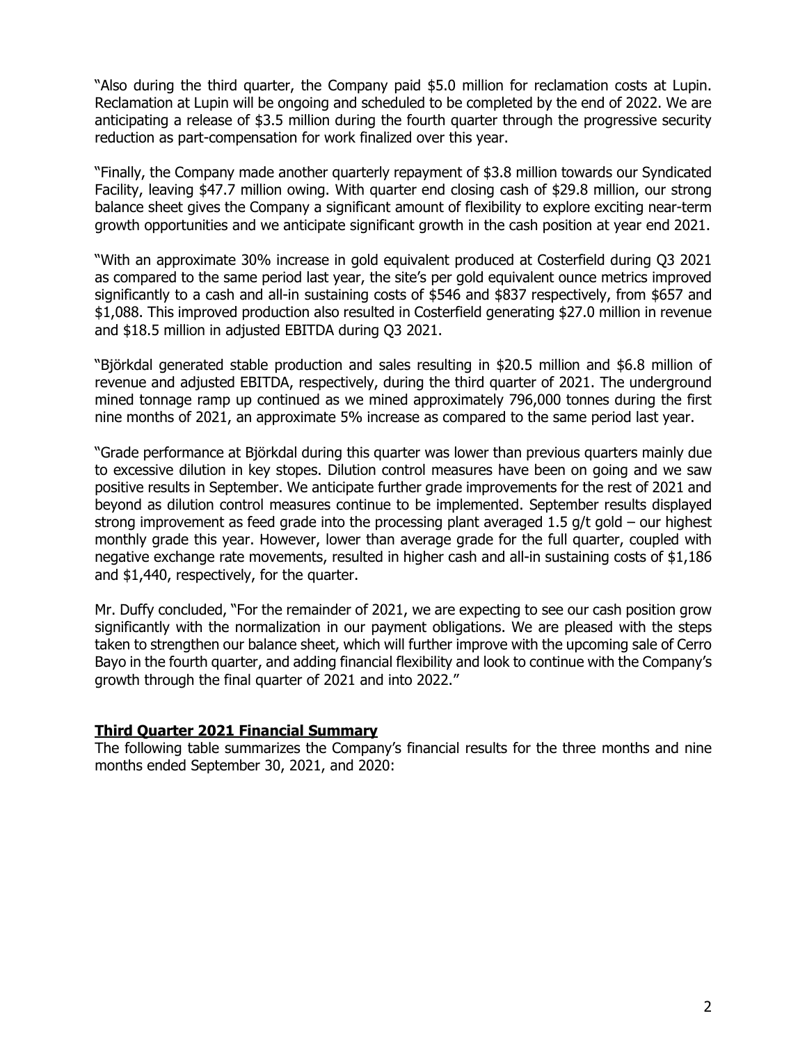"Also during the third quarter, the Company paid $5.0 million for reclamation costs at Lupin. Reclamation at Lupin will be ongoing and scheduled to be completed by the end of 2022. We are anticipating a release of $3.5 million during the fourth quarter through the progressive security reduction as part-compensation for work finalized over this year.

"Finally, the Company made another quarterly repayment of $3.8 million towards our Syndicated Facility, leaving $47.7 million owing. With quarter end closing cash of $29.8 million, our strong balance sheet gives the Company a significant amount of flexibility to explore exciting near-term growth opportunities and we anticipate significant growth in the cash position at year end 2021.

"With an approximate 30% increase in gold equivalent produced at Costerfield during Q3 2021 as compared to the same period last year, the site's per gold equivalent ounce metrics improved significantly to a cash and all-in sustaining costs of $546 and $837 respectively, from $657 and $1,088. This improved production also resulted in Costerfield generating $27.0 million in revenue and $18.5 million in adjusted EBITDA during Q3 2021.

"Björkdal generated stable production and sales resulting in $20.5 million and $6.8 million of revenue and adjusted EBITDA, respectively, during the third quarter of 2021. The underground mined tonnage ramp up continued as we mined approximately 796,000 tonnes during the first nine months of 2021, an approximate 5% increase as compared to the same period last year.

"Grade performance at Björkdal during this quarter was lower than previous quarters mainly due to excessive dilution in key stopes. Dilution control measures have been on going and we saw positive results in September. We anticipate further grade improvements for the rest of 2021 and beyond as dilution control measures continue to be implemented. September results displayed strong improvement as feed grade into the processing plant averaged 1.5 g/t gold – our highest monthly grade this year. However, lower than average grade for the full quarter, coupled with negative exchange rate movements, resulted in higher cash and all-in sustaining costs of $1,186 and $1,440, respectively, for the quarter.

Mr. Duffy concluded, "For the remainder of 2021, we are expecting to see our cash position grow significantly with the normalization in our payment obligations. We are pleased with the steps taken to strengthen our balance sheet, which will further improve with the upcoming sale of Cerro Bayo in the fourth quarter, and adding financial flexibility and look to continue with the Company's growth through the final quarter of 2021 and into 2022."

## Third Quarter 2021 Financial Summary

The following table summarizes the Company's financial results for the three months and nine months ended September 30, 2021, and 2020: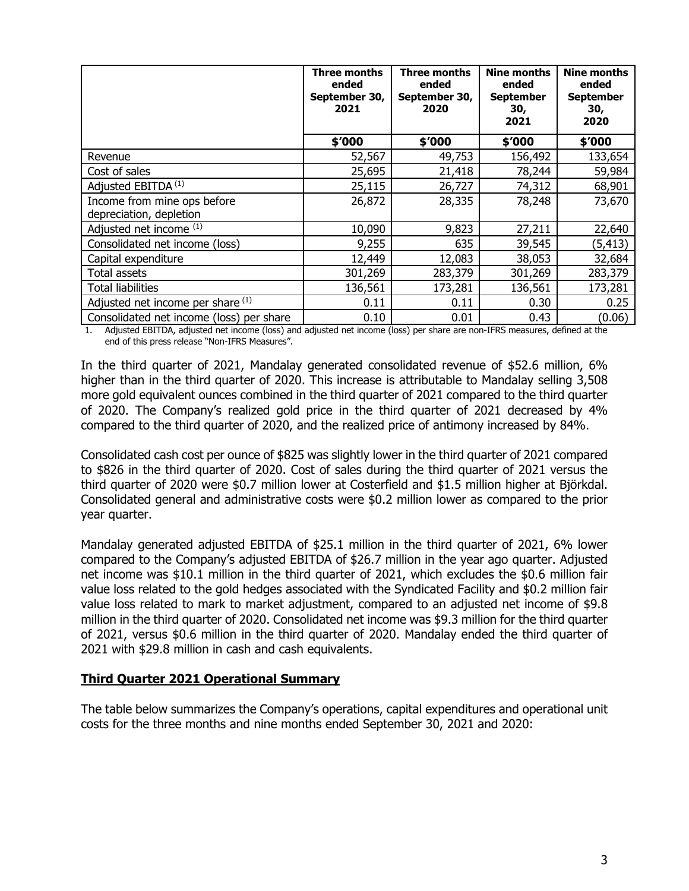| | Three months ended September 30, 2021 | Three months ended September 30, 2020 | Nine months ended September 30, 2021 | Nine months ended September 30, 2020 |
|---|---|---|---|---|
| | $'000 | $'000 | $'000 | $'000 |
| Revenue | 52,567 | 49,753 | 156,492 | 133,654 |
| Cost of sales | 25,695 | 21,418 | 78,244 | 59,984 |
| Adjusted EBITDA [(1)] | 25,115 | 26,727 | 74,312 | 68,901 |
| Income from mine ops before depreciation, depletion | 26,872 | 28,335 | 78,248 | 73,670 |
| Adjusted net income [(1)] | 10,090 | 9,823 | 27,211 | 22,640 |
| Consolidated net income (loss) | 9,255 | 635 | 39,545 | (5,413) |
| Capital expenditure | 12,449 | 12,083 | 38,053 | 32,684 |
| Total assets | 301,269 | 283,379 | 301,269 | 283,379 |
| Total liabilities | 136,561 | 173,281 | 136,561 | 173,281 |
| Adjusted net income per share [(1)] | 0.11 | 0.11 | 0.30 | 0.25 |
| Consolidated net income (loss) per share | 0.10 | 0.01 | 0.43 | (0.06) |

1. Adjusted EBITDA, adjusted net income (loss) and adjusted net income (loss) per share are non-IFRS measures, defined at the end of this press release "Non-IFRS Measures".

In the third quarter of 2021, Mandalay generated consolidated revenue of $52.6 million, 6% higher than in the third quarter of 2020. This increase is attributable to Mandalay selling 3,508 more gold equivalent ounces combined in the third quarter of 2021 compared to the third quarter of 2020. The Company's realized gold price in the third quarter of 2021 decreased by 4% compared to the third quarter of 2020, and the realized price of antimony increased by 84%.

Consolidated cash cost per ounce of $825 was slightly lower in the third quarter of 2021 compared to $826 in the third quarter of 2020. Cost of sales during the third quarter of 2021 versus the third quarter of 2020 were $0.7 million lower at Costerfield and $1.5 million higher at Björkdal. Consolidated general and administrative costs were $0.2 million lower as compared to the prior year quarter.

Mandalay generated adjusted EBITDA of $25.1 million in the third quarter of 2021, 6% lower compared to the Company's adjusted EBITDA of $26.7 million in the year ago quarter. Adjusted net income was $10.1 million in the third quarter of 2021, which excludes the $0.6 million fair value loss related to the gold hedges associated with the Syndicated Facility and $0.2 million fair value loss related to mark to market adjustment, compared to an adjusted net income of $9.8 million in the third quarter of 2020. Consolidated net income was $9.3 million for the third quarter of 2021, versus $0.6 million in the third quarter of 2020. Mandalay ended the third quarter of 2021 with $29.8 million in cash and cash equivalents.

## Third Quarter 2021 Operational Summary

The table below summarizes the Company's operations, capital expenditures and operational unit costs for the three months and nine months ended September 30, 2021 and 2020: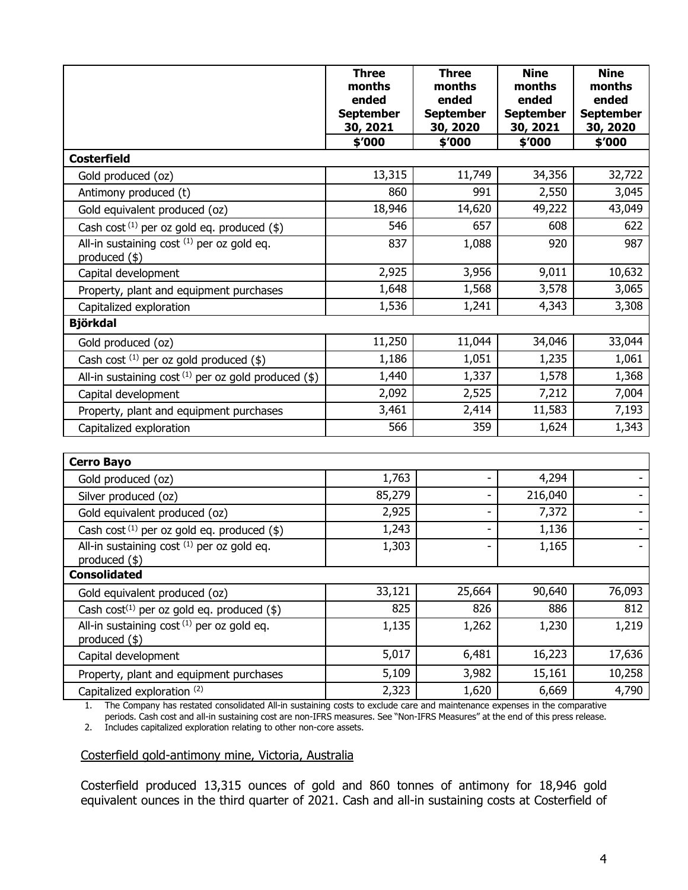| | Three months ended September 30, 2021 | Three months ended September 30, 2020 | Nine months ended September 30, 2021 | Nine months ended September 30, 2020 |
|---|---|---|---|---|
| | $'000 | $'000 | $'000 | $'000 |
| **Costerfield** | | | | |
| Gold produced (oz) | 13,315 | 11,749 | 34,356 | 32,722 |
| Antimony produced (t) | 860 | 991 | 2,550 | 3,045 |
| Gold equivalent produced (oz) | 18,946 | 14,620 | 49,222 | 43,049 |
| Cash cost (1) per oz gold eq. produced ($) | 546 | 657 | 608 | 622 |
| All-in sustaining cost (1) per oz gold eq. produced ($) | 837 | 1,088 | 920 | 987 |
| Capital development | 2,925 | 3,956 | 9,011 | 10,632 |
| Property, plant and equipment purchases | 1,648 | 1,568 | 3,578 | 3,065 |
| Capitalized exploration | 1,536 | 1,241 | 4,343 | 3,308 |
| **Björkdal** | | | | |
| Gold produced (oz) | 11,250 | 11,044 | 34,046 | 33,044 |
| Cash cost (1) per oz gold produced ($) | 1,186 | 1,051 | 1,235 | 1,061 |
| All-in sustaining cost (1) per oz gold produced ($) | 1,440 | 1,337 | 1,578 | 1,368 |
| Capital development | 2,092 | 2,525 | 7,212 | 7,004 |
| Property, plant and equipment purchases | 3,461 | 2,414 | 11,583 | 7,193 |
| Capitalized exploration | 566 | 359 | 1,624 | 1,343 |
| **Cerro Bayo** | | | | |
| Gold produced (oz) | 1,763 | - | 4,294 | - |
| Silver produced (oz) | 85,279 | - | 216,040 | - |
| Gold equivalent produced (oz) | 2,925 | - | 7,372 | - |
| Cash cost (1) per oz gold eq. produced ($) | 1,243 | - | 1,136 | - |
| All-in sustaining cost (1) per oz gold eq. produced ($) | 1,303 | - | 1,165 | - |
| **Consolidated** | | | | |
| Gold equivalent produced (oz) | 33,121 | 25,664 | 90,640 | 76,093 |
| Cash cost(1) per oz gold eq. produced ($) | 825 | 826 | 886 | 812 |
| All-in sustaining cost (1) per oz gold eq. produced ($) | 1,135 | 1,262 | 1,230 | 1,219 |
| Capital development | 5,017 | 6,481 | 16,223 | 17,636 |
| Property, plant and equipment purchases | 5,109 | 3,982 | 15,161 | 10,258 |
| Capitalized exploration (2) | 2,323 | 1,620 | 6,669 | 4,790 |

1. The Company has restated consolidated All-in sustaining costs to exclude care and maintenance expenses in the comparative periods. Cash cost and all-in sustaining cost are non-IFRS measures. See "Non-IFRS Measures" at the end of this press release.
2. Includes capitalized exploration relating to other non-core assets.

## Costerfield gold-antimony mine, Victoria, Australia

Costerfield produced 13,315 ounces of gold and 860 tonnes of antimony for 18,946 gold equivalent ounces in the third quarter of 2021. Cash and all-in sustaining costs at Costerfield of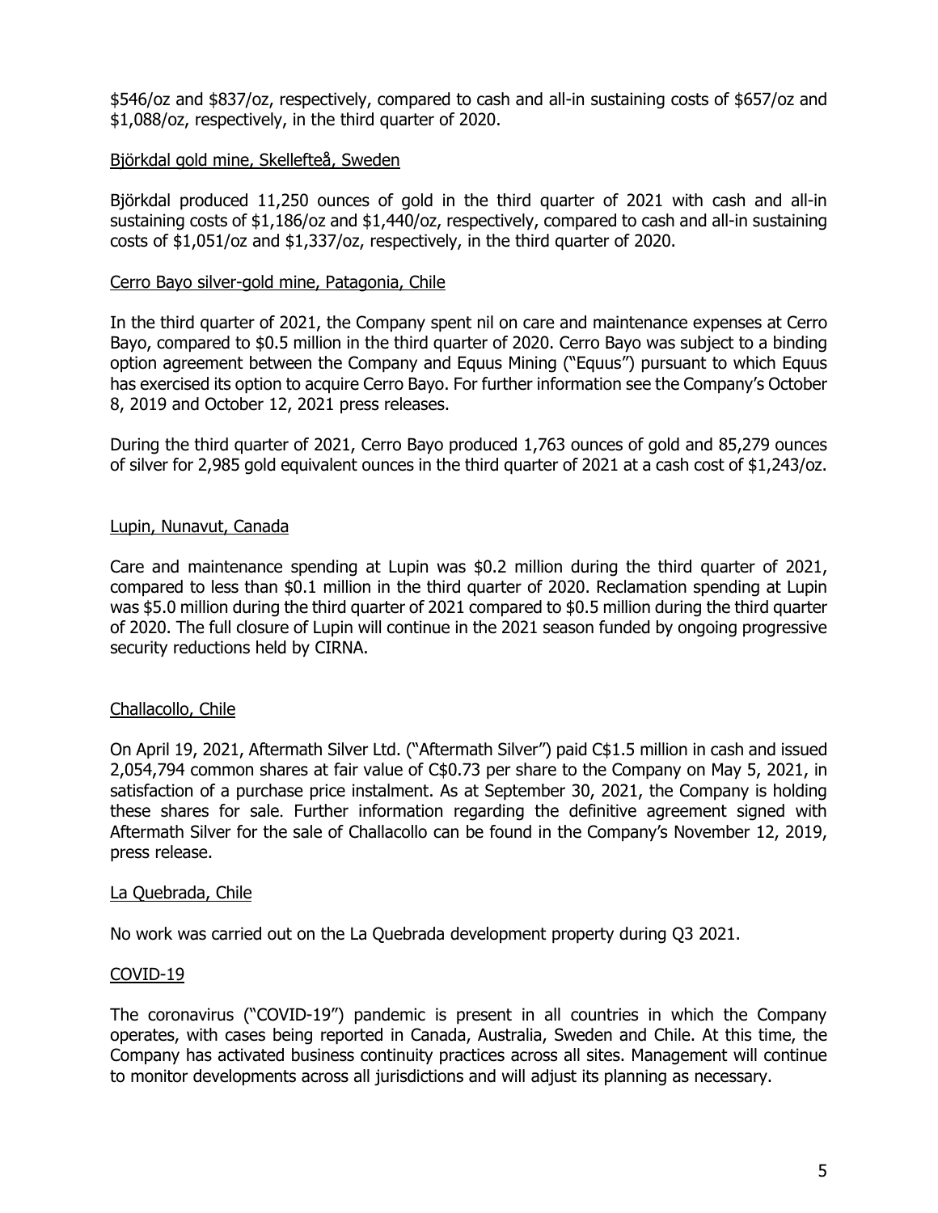$546/oz and $837/oz, respectively, compared to cash and all-in sustaining costs of $657/oz and $1,088/oz, respectively, in the third quarter of 2020.

Björkdal gold mine, Skellefteå, Sweden

Björkdal produced 11,250 ounces of gold in the third quarter of 2021 with cash and all-in sustaining costs of $1,186/oz and $1,440/oz, respectively, compared to cash and all-in sustaining costs of $1,051/oz and $1,337/oz, respectively, in the third quarter of 2020.

Cerro Bayo silver-gold mine, Patagonia, Chile

In the third quarter of 2021, the Company spent nil on care and maintenance expenses at Cerro Bayo, compared to $0.5 million in the third quarter of 2020. Cerro Bayo was subject to a binding option agreement between the Company and Equus Mining ("Equus") pursuant to which Equus has exercised its option to acquire Cerro Bayo. For further information see the Company's October 8, 2019 and October 12, 2021 press releases.

During the third quarter of 2021, Cerro Bayo produced 1,763 ounces of gold and 85,279 ounces of silver for 2,985 gold equivalent ounces in the third quarter of 2021 at a cash cost of $1,243/oz.

Lupin, Nunavut, Canada

Care and maintenance spending at Lupin was $0.2 million during the third quarter of 2021, compared to less than $0.1 million in the third quarter of 2020. Reclamation spending at Lupin was $5.0 million during the third quarter of 2021 compared to $0.5 million during the third quarter of 2020. The full closure of Lupin will continue in the 2021 season funded by ongoing progressive security reductions held by CIRNA.

Challacollo, Chile

On April 19, 2021, Aftermath Silver Ltd. ("Aftermath Silver") paid C$1.5 million in cash and issued 2,054,794 common shares at fair value of C$0.73 per share to the Company on May 5, 2021, in satisfaction of a purchase price instalment. As at September 30, 2021, the Company is holding these shares for sale. Further information regarding the definitive agreement signed with Aftermath Silver for the sale of Challacollo can be found in the Company's November 12, 2019, press release.

La Quebrada, Chile

No work was carried out on the La Quebrada development property during Q3 2021.

COVID-19

The coronavirus ("COVID-19") pandemic is present in all countries in which the Company operates, with cases being reported in Canada, Australia, Sweden and Chile. At this time, the Company has activated business continuity practices across all sites. Management will continue to monitor developments across all jurisdictions and will adjust its planning as necessary.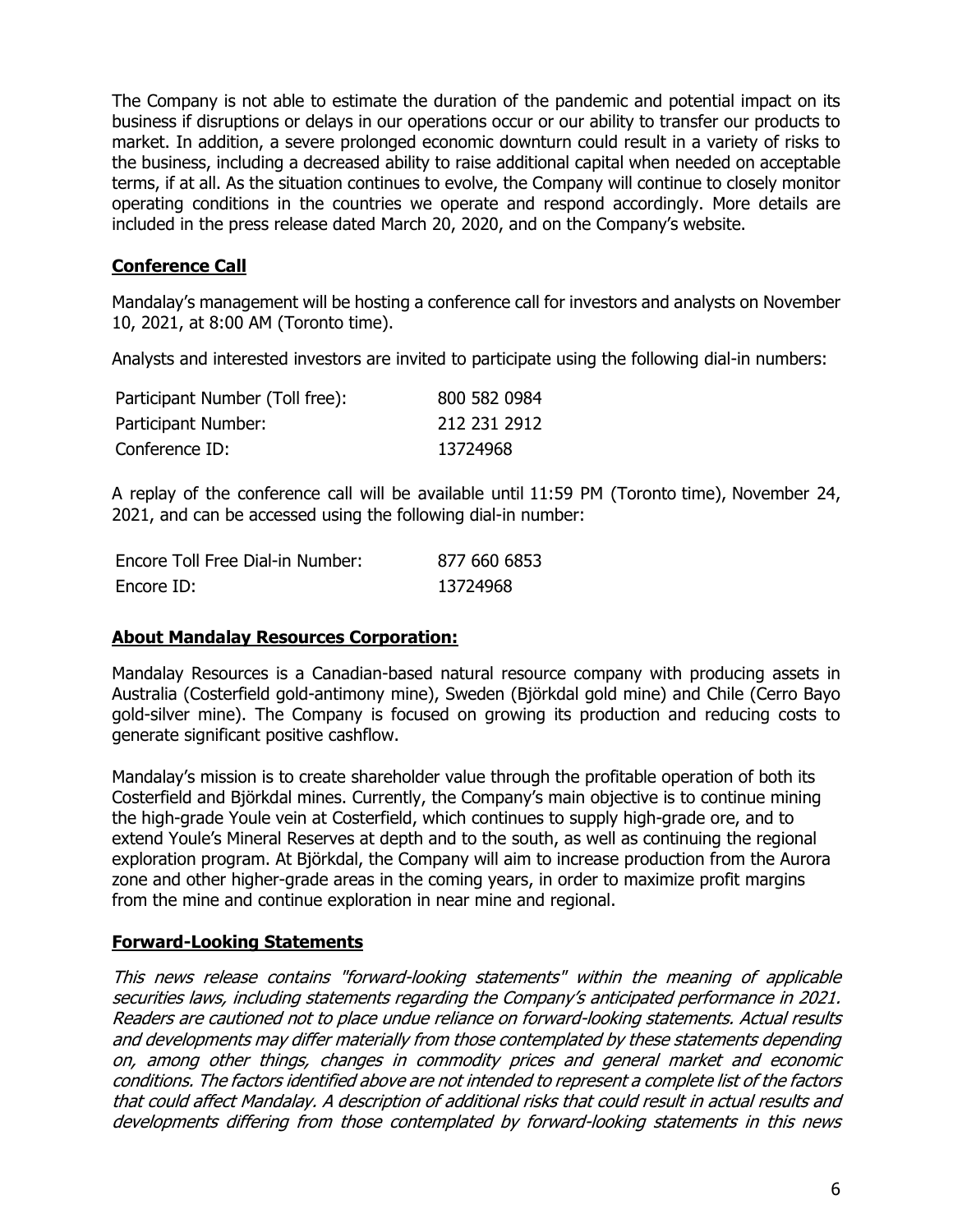The Company is not able to estimate the duration of the pandemic and potential impact on its business if disruptions or delays in our operations occur or our ability to transfer our products to market. In addition, a severe prolonged economic downturn could result in a variety of risks to the business, including a decreased ability to raise additional capital when needed on acceptable terms, if at all. As the situation continues to evolve, the Company will continue to closely monitor operating conditions in the countries we operate and respond accordingly. More details are included in the press release dated March 20, 2020, and on the Company's website.

## **Conference Call**

Mandalay's management will be hosting a conference call for investors and analysts on November 10, 2021, at 8:00 AM (Toronto time).

Analysts and interested investors are invited to participate using the following dial-in numbers:

| | |
|---|---|
| Participant Number (Toll free): | 800 582 0984 |
| Participant Number: | 212 231 2912 |
| Conference ID: | 13724968 |

A replay of the conference call will be available until 11:59 PM (Toronto time), November 24, 2021, and can be accessed using the following dial-in number:

| | |
|---|---|
| Encore Toll Free Dial-in Number: | 877 660 6853 |
| Encore ID: | 13724968 |

## **About Mandalay Resources Corporation:**

Mandalay Resources is a Canadian-based natural resource company with producing assets in Australia (Costerfield gold-antimony mine), Sweden (Björkdal gold mine) and Chile (Cerro Bayo gold-silver mine). The Company is focused on growing its production and reducing costs to generate significant positive cashflow.

Mandalay's mission is to create shareholder value through the profitable operation of both its Costerfield and Björkdal mines. Currently, the Company's main objective is to continue mining the high-grade Youle vein at Costerfield, which continues to supply high-grade ore, and to extend Youle's Mineral Reserves at depth and to the south, as well as continuing the regional exploration program. At Björkdal, the Company will aim to increase production from the Aurora zone and other higher-grade areas in the coming years, in order to maximize profit margins from the mine and continue exploration in near mine and regional.

## **Forward-Looking Statements**

*This news release contains "forward-looking statements" within the meaning of applicable securities laws, including statements regarding the Company's anticipated performance in 2021. Readers are cautioned not to place undue reliance on forward-looking statements. Actual results and developments may differ materially from those contemplated by these statements depending on, among other things, changes in commodity prices and general market and economic conditions. The factors identified above are not intended to represent a complete list of the factors that could affect Mandalay. A description of additional risks that could result in actual results and developments differing from those contemplated by forward-looking statements in this news*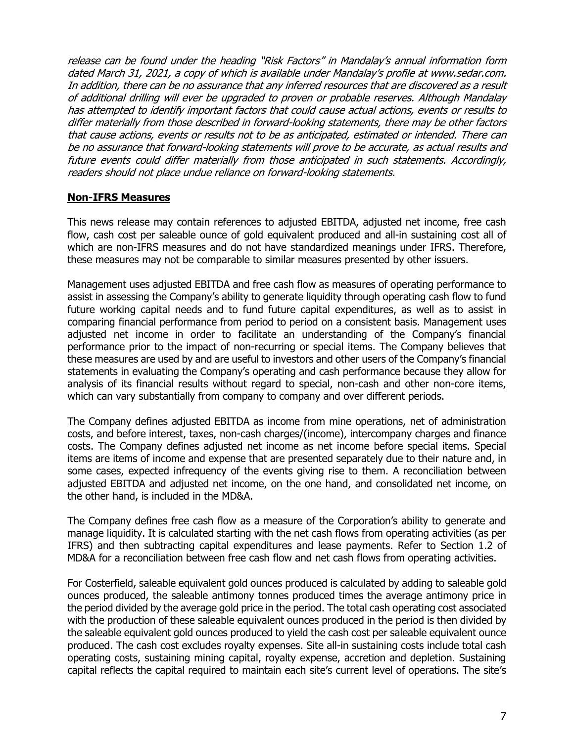*release can be found under the heading "Risk Factors" in Mandalay's annual information form dated March 31, 2021, a copy of which is available under Mandalay's profile at www.sedar.com. In addition, there can be no assurance that any inferred resources that are discovered as a result of additional drilling will ever be upgraded to proven or probable reserves. Although Mandalay has attempted to identify important factors that could cause actual actions, events or results to differ materially from those described in forward-looking statements, there may be other factors that cause actions, events or results not to be as anticipated, estimated or intended. There can be no assurance that forward-looking statements will prove to be accurate, as actual results and future events could differ materially from those anticipated in such statements. Accordingly, readers should not place undue reliance on forward-looking statements.*

## Non-IFRS Measures

This news release may contain references to adjusted EBITDA, adjusted net income, free cash flow, cash cost per saleable ounce of gold equivalent produced and all-in sustaining cost all of which are non-IFRS measures and do not have standardized meanings under IFRS. Therefore, these measures may not be comparable to similar measures presented by other issuers.

Management uses adjusted EBITDA and free cash flow as measures of operating performance to assist in assessing the Company's ability to generate liquidity through operating cash flow to fund future working capital needs and to fund future capital expenditures, as well as to assist in comparing financial performance from period to period on a consistent basis. Management uses adjusted net income in order to facilitate an understanding of the Company's financial performance prior to the impact of non-recurring or special items. The Company believes that these measures are used by and are useful to investors and other users of the Company's financial statements in evaluating the Company's operating and cash performance because they allow for analysis of its financial results without regard to special, non-cash and other non-core items, which can vary substantially from company to company and over different periods.

The Company defines adjusted EBITDA as income from mine operations, net of administration costs, and before interest, taxes, non-cash charges/(income), intercompany charges and finance costs. The Company defines adjusted net income as net income before special items. Special items are items of income and expense that are presented separately due to their nature and, in some cases, expected infrequency of the events giving rise to them. A reconciliation between adjusted EBITDA and adjusted net income, on the one hand, and consolidated net income, on the other hand, is included in the MD&A.

The Company defines free cash flow as a measure of the Corporation's ability to generate and manage liquidity. It is calculated starting with the net cash flows from operating activities (as per IFRS) and then subtracting capital expenditures and lease payments. Refer to Section 1.2 of MD&A for a reconciliation between free cash flow and net cash flows from operating activities.

For Costerfield, saleable equivalent gold ounces produced is calculated by adding to saleable gold ounces produced, the saleable antimony tonnes produced times the average antimony price in the period divided by the average gold price in the period. The total cash operating cost associated with the production of these saleable equivalent ounces produced in the period is then divided by the saleable equivalent gold ounces produced to yield the cash cost per saleable equivalent ounce produced. The cash cost excludes royalty expenses. Site all-in sustaining costs include total cash operating costs, sustaining mining capital, royalty expense, accretion and depletion. Sustaining capital reflects the capital required to maintain each site's current level of operations. The site's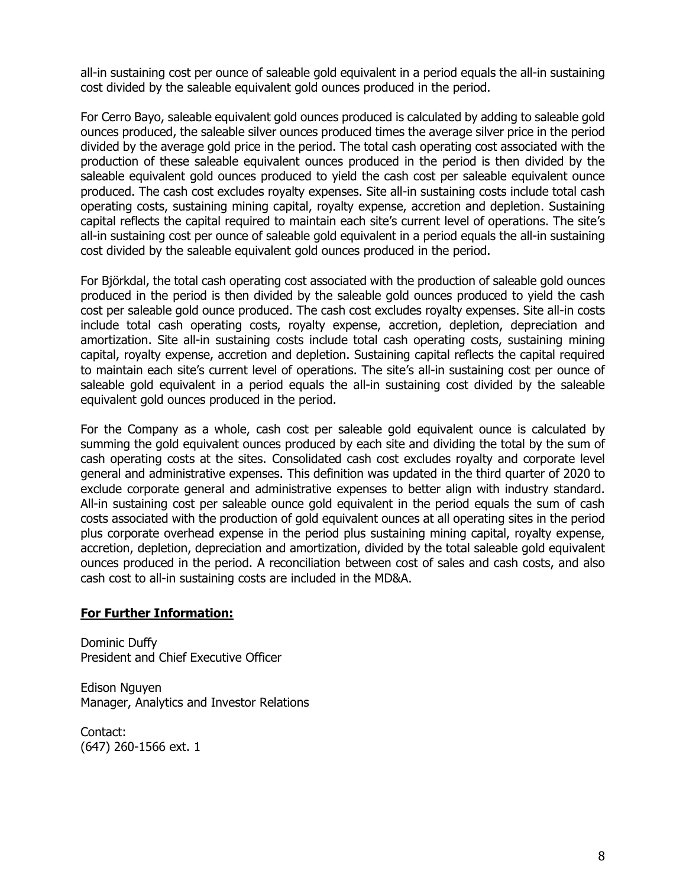all-in sustaining cost per ounce of saleable gold equivalent in a period equals the all-in sustaining cost divided by the saleable equivalent gold ounces produced in the period.

For Cerro Bayo, saleable equivalent gold ounces produced is calculated by adding to saleable gold ounces produced, the saleable silver ounces produced times the average silver price in the period divided by the average gold price in the period. The total cash operating cost associated with the production of these saleable equivalent ounces produced in the period is then divided by the saleable equivalent gold ounces produced to yield the cash cost per saleable equivalent ounce produced. The cash cost excludes royalty expenses. Site all-in sustaining costs include total cash operating costs, sustaining mining capital, royalty expense, accretion and depletion. Sustaining capital reflects the capital required to maintain each site's current level of operations. The site's all-in sustaining cost per ounce of saleable gold equivalent in a period equals the all-in sustaining cost divided by the saleable equivalent gold ounces produced in the period.

For Björkdal, the total cash operating cost associated with the production of saleable gold ounces produced in the period is then divided by the saleable gold ounces produced to yield the cash cost per saleable gold ounce produced. The cash cost excludes royalty expenses. Site all-in costs include total cash operating costs, royalty expense, accretion, depletion, depreciation and amortization. Site all-in sustaining costs include total cash operating costs, sustaining mining capital, royalty expense, accretion and depletion. Sustaining capital reflects the capital required to maintain each site's current level of operations. The site's all-in sustaining cost per ounce of saleable gold equivalent in a period equals the all-in sustaining cost divided by the saleable equivalent gold ounces produced in the period.

For the Company as a whole, cash cost per saleable gold equivalent ounce is calculated by summing the gold equivalent ounces produced by each site and dividing the total by the sum of cash operating costs at the sites. Consolidated cash cost excludes royalty and corporate level general and administrative expenses. This definition was updated in the third quarter of 2020 to exclude corporate general and administrative expenses to better align with industry standard. All-in sustaining cost per saleable ounce gold equivalent in the period equals the sum of cash costs associated with the production of gold equivalent ounces at all operating sites in the period plus corporate overhead expense in the period plus sustaining mining capital, royalty expense, accretion, depletion, depreciation and amortization, divided by the total saleable gold equivalent ounces produced in the period. A reconciliation between cost of sales and cash costs, and also cash cost to all-in sustaining costs are included in the MD&A.

## **For Further Information:**

Dominic Duffy
President and Chief Executive Officer

Edison Nguyen
Manager, Analytics and Investor Relations

Contact:
(647) 260-1566 ext. 1